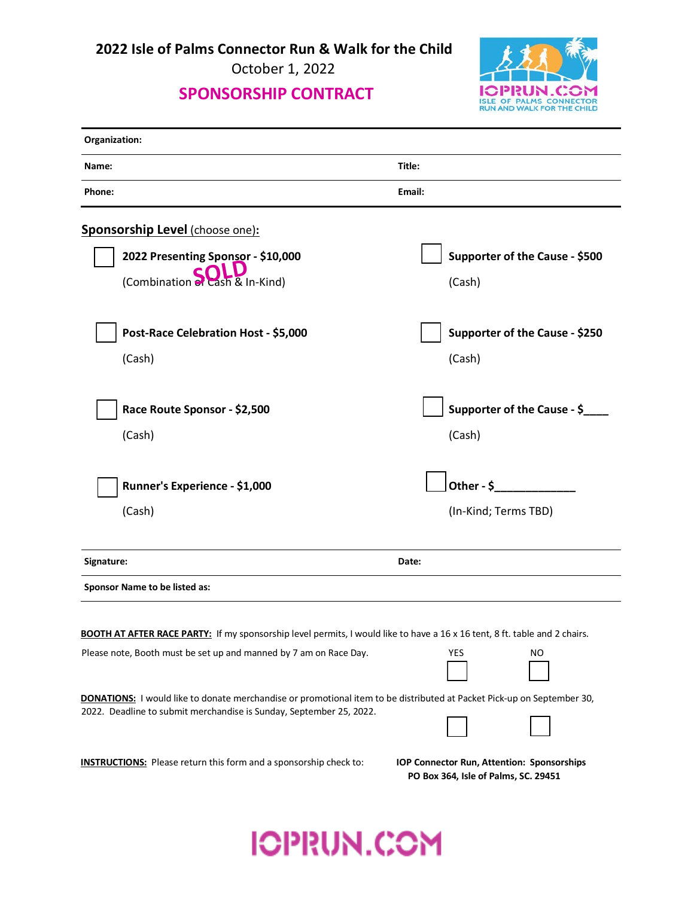# 2022 Isle of Palms Connector Run & Walk for the Child

October 1, 2022

## SPONSORSHIP CONTRACT

IOPRUN.COM
ISLE OF PALMS CONNECTOR RUN AND WALK FOR THE CHILD

| | |
|---|---|
| **Organization:** | |
| **Name:** | **Title:** |
| **Phone:** | **Email:** |

**Sponsorship Level** (choose one):

☐ **2022 Presenting Sponsor - $10,000**
(Combination of Cash & In-Kind) SOLD

☐ **Post-Race Celebration Host - $5,000**
(Cash)

☐ **Race Route Sponsor - $2,500**
(Cash)

☐ **Runner's Experience - $1,000**
(Cash)

☐ **Supporter of the Cause - $500**
(Cash)

☐ **Supporter of the Cause - $250**
(Cash)

☐ **Supporter of the Cause - $____**
(Cash)

☐ **Other - $_____________**
(In-Kind; Terms TBD)

| | |
|---|---|
| **Signature:** | **Date:** |
| **Sponsor Name to be listed as:** | |

**BOOTH AT AFTER RACE PARTY:** If my sponsorship level permits, I would like to have a 16 x 16 tent, 8 ft. table and 2 chairs.
Please note, Booth must be set up and manned by 7 am on Race Day. YES ☐ NO ☐

**DONATIONS:** I would like to donate merchandise or promotional item to be distributed at Packet Pick-up on September 30, 2022. Deadline to submit merchandise is Sunday, September 25, 2022. ☐ ☐

**INSTRUCTIONS:** Please return this form and a sponsorship check to: **IOP Connector Run, Attention: Sponsorships PO Box 364, Isle of Palms, SC. 29451**

IOPRUN.COM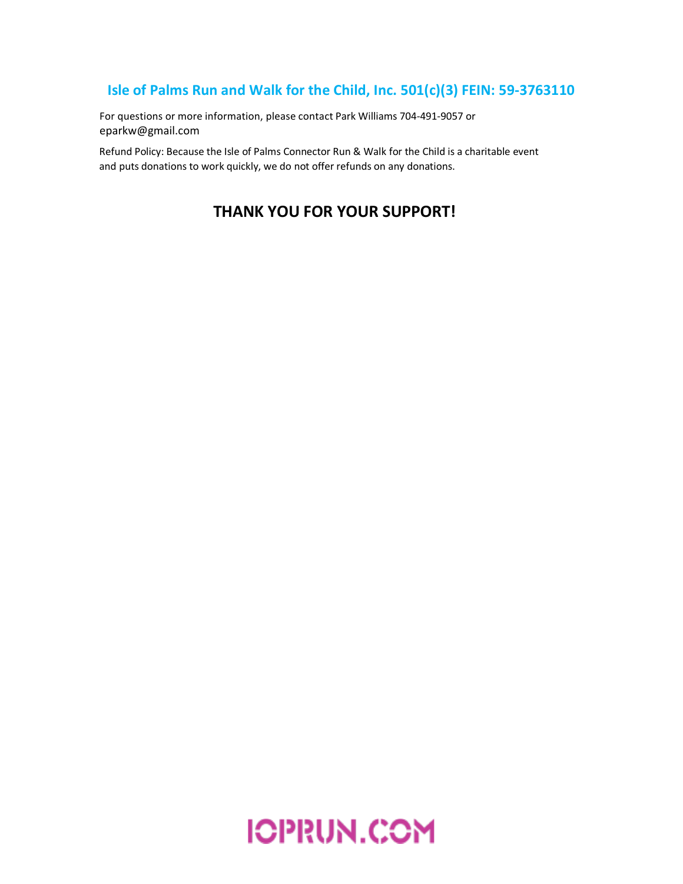## Isle of Palms Run and Walk for the Child, Inc. 501(c)(3) FEIN: 59-3763110

For questions or more information, please contact Park Williams 704-491-9057 or eparkw@gmail.com

Refund Policy: Because the Isle of Palms Connector Run & Walk for the Child is a charitable event and puts donations to work quickly, we do not offer refunds on any donations.

**THANK YOU FOR YOUR SUPPORT!**

IOPRUN.COM